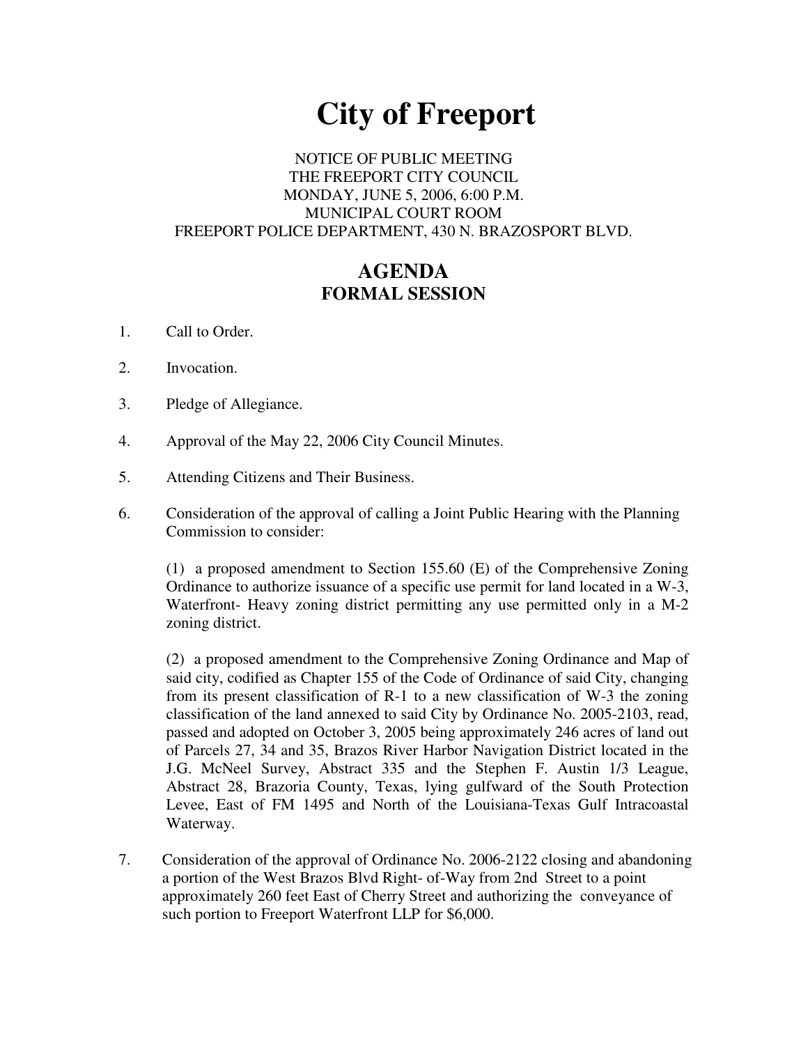# City of Freeport

NOTICE OF PUBLIC MEETING
THE FREEPORT CITY COUNCIL
MONDAY, JUNE 5, 2006, 6:00 P.M.
MUNICIPAL COURT ROOM
FREEPORT POLICE DEPARTMENT, 430 N. BRAZOSPORT BLVD.

## AGENDA
## FORMAL SESSION

1. Call to Order.

2. Invocation.

3. Pledge of Allegiance.

4. Approval of the May 22, 2006 City Council Minutes.

5. Attending Citizens and Their Business.

6. Consideration of the approval of calling a Joint Public Hearing with the Planning Commission to consider:

   (1) a proposed amendment to Section 155.60 (E) of the Comprehensive Zoning Ordinance to authorize issuance of a specific use permit for land located in a W-3, Waterfront- Heavy zoning district permitting any use permitted only in a M-2 zoning district.

   (2) a proposed amendment to the Comprehensive Zoning Ordinance and Map of said city, codified as Chapter 155 of the Code of Ordinance of said City, changing from its present classification of R-1 to a new classification of W-3 the zoning classification of the land annexed to said City by Ordinance No. 2005-2103, read, passed and adopted on October 3, 2005 being approximately 246 acres of land out of Parcels 27, 34 and 35, Brazos River Harbor Navigation District located in the J.G. McNeel Survey, Abstract 335 and the Stephen F. Austin 1/3 League, Abstract 28, Brazoria County, Texas, lying gulfward of the South Protection Levee, East of FM 1495 and North of the Louisiana-Texas Gulf Intracoastal Waterway.

7. Consideration of the approval of Ordinance No. 2006-2122 closing and abandoning a portion of the West Brazos Blvd Right- of-Way from 2nd Street to a point approximately 260 feet East of Cherry Street and authorizing the conveyance of such portion to Freeport Waterfront LLP for $6,000.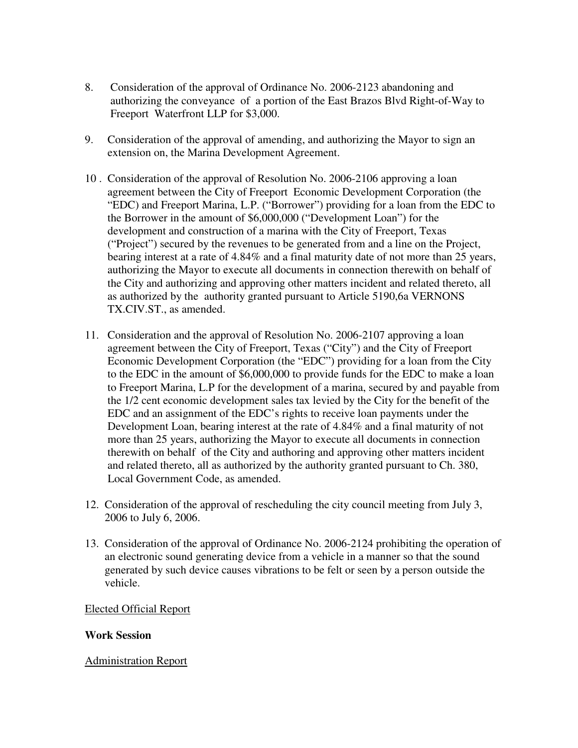8. Consideration of the approval of Ordinance No. 2006-2123 abandoning and authorizing the conveyance of a portion of the East Brazos Blvd Right-of-Way to Freeport Waterfront LLP for $3,000.

9. Consideration of the approval of amending, and authorizing the Mayor to sign an extension on, the Marina Development Agreement.

10. Consideration of the approval of Resolution No. 2006-2106 approving a loan agreement between the City of Freeport Economic Development Corporation (the "EDC) and Freeport Marina, L.P. ("Borrower") providing for a loan from the EDC to the Borrower in the amount of $6,000,000 ("Development Loan") for the development and construction of a marina with the City of Freeport, Texas ("Project") secured by the revenues to be generated from and a line on the Project, bearing interest at a rate of 4.84% and a final maturity date of not more than 25 years, authorizing the Mayor to execute all documents in connection therewith on behalf of the City and authorizing and approving other matters incident and related thereto, all as authorized by the authority granted pursuant to Article 5190,6a VERNONS TX.CIV.ST., as amended.

11. Consideration and the approval of Resolution No. 2006-2107 approving a loan agreement between the City of Freeport, Texas ("City") and the City of Freeport Economic Development Corporation (the "EDC") providing for a loan from the City to the EDC in the amount of $6,000,000 to provide funds for the EDC to make a loan to Freeport Marina, L.P for the development of a marina, secured by and payable from the 1/2 cent economic development sales tax levied by the City for the benefit of the EDC and an assignment of the EDC's rights to receive loan payments under the Development Loan, bearing interest at the rate of 4.84% and a final maturity of not more than 25 years, authorizing the Mayor to execute all documents in connection therewith on behalf of the City and authoring and approving other matters incident and related thereto, all as authorized by the authority granted pursuant to Ch. 380, Local Government Code, as amended.

12. Consideration of the approval of rescheduling the city council meeting from July 3, 2006 to July 6, 2006.

13. Consideration of the approval of Ordinance No. 2006-2124 prohibiting the operation of an electronic sound generating device from a vehicle in a manner so that the sound generated by such device causes vibrations to be felt or seen by a person outside the vehicle.

Elected Official Report

**Work Session**

Administration Report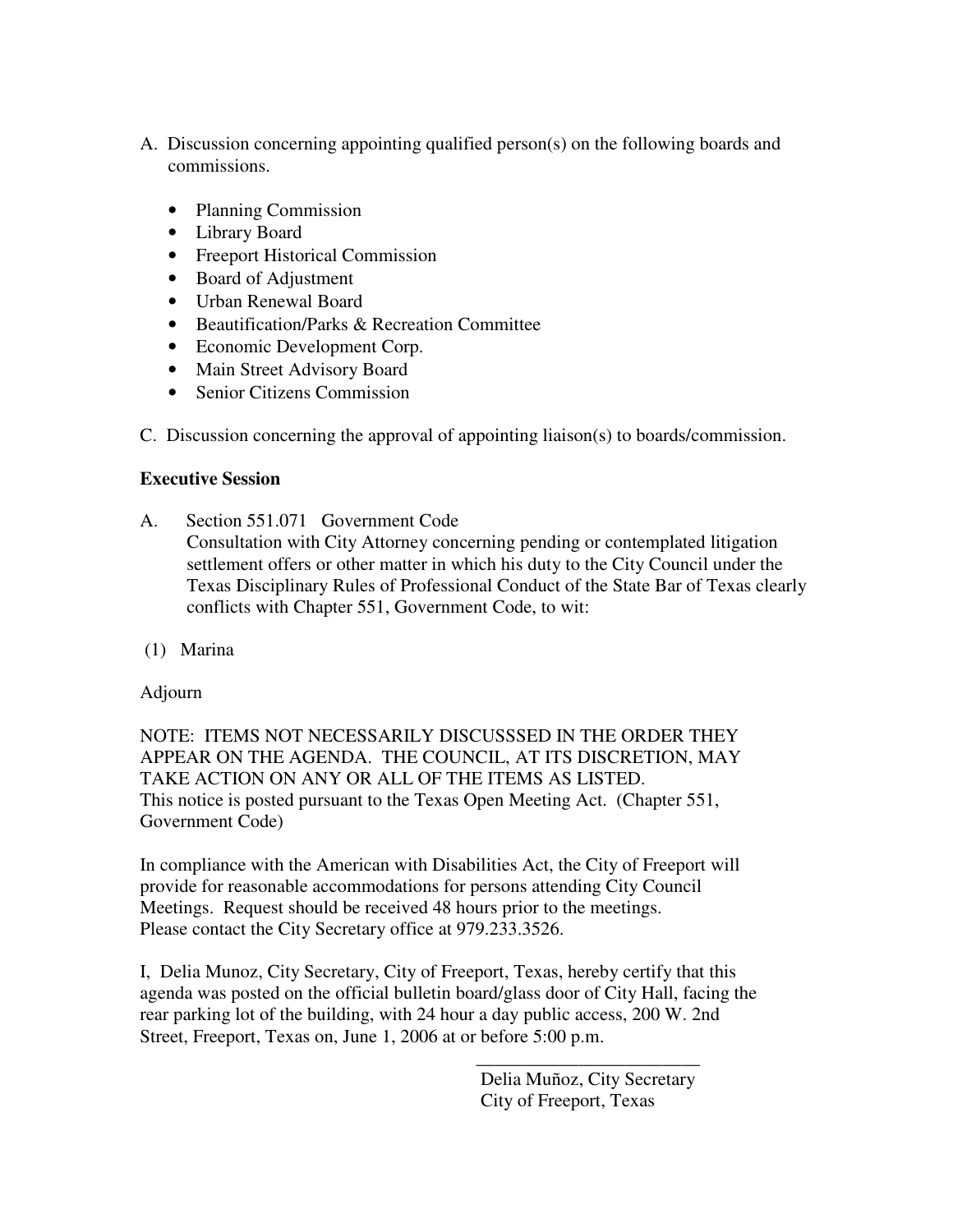A. Discussion concerning appointing qualified person(s) on the following boards and commissions.

- Planning Commission
- Library Board
- Freeport Historical Commission
- Board of Adjustment
- Urban Renewal Board
- Beautification/Parks & Recreation Committee
- Economic Development Corp.
- Main Street Advisory Board
- Senior Citizens Commission

C. Discussion concerning the approval of appointing liaison(s) to boards/commission.

**Executive Session**

A. Section 551.071 Government Code
Consultation with City Attorney concerning pending or contemplated litigation settlement offers or other matter in which his duty to the City Council under the Texas Disciplinary Rules of Professional Conduct of the State Bar of Texas clearly conflicts with Chapter 551, Government Code, to wit:

(1) Marina

Adjourn

NOTE: ITEMS NOT NECESSARILY DISCUSSSED IN THE ORDER THEY APPEAR ON THE AGENDA. THE COUNCIL, AT ITS DISCRETION, MAY TAKE ACTION ON ANY OR ALL OF THE ITEMS AS LISTED.
This notice is posted pursuant to the Texas Open Meeting Act. (Chapter 551, Government Code)

In compliance with the American with Disabilities Act, the City of Freeport will provide for reasonable accommodations for persons attending City Council Meetings. Request should be received 48 hours prior to the meetings.
Please contact the City Secretary office at 979.233.3526.

I, Delia Munoz, City Secretary, City of Freeport, Texas, hereby certify that this agenda was posted on the official bulletin board/glass door of City Hall, facing the rear parking lot of the building, with 24 hour a day public access, 200 W. 2nd Street, Freeport, Texas on, June 1, 2006 at or before 5:00 p.m.

\_\_\_\_\_\_\_\_\_\_\_\_\_\_\_\_\_\_\_\_\_\_\_\_\_\_
Delia Muñoz, City Secretary
City of Freeport, Texas